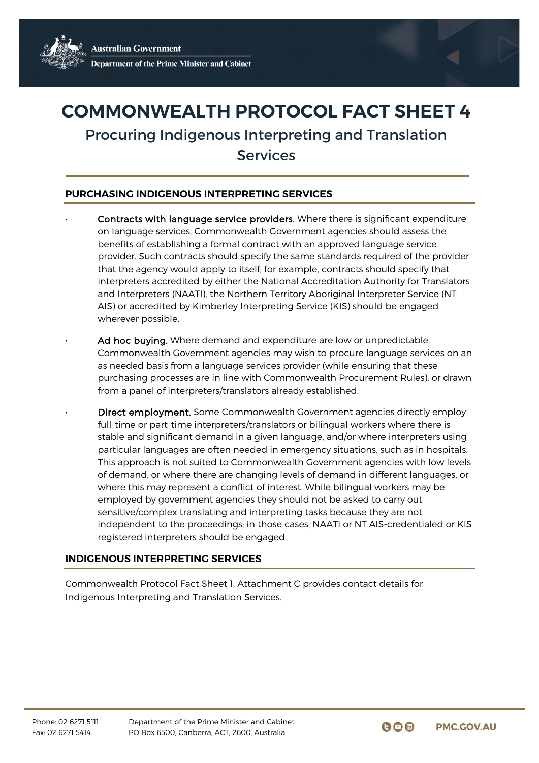# COMMONWEALTH PROTOCOL FACT SHEET 4

## Procuring Indigenous Interpreting and Translation Services

### PURCHASING INDIGENOUS INTERPRETING SERVICES

- **Contracts with language service providers.** Where there is significant expenditure on language services, Commonwealth Government agencies should assess the benefits of establishing a formal contract with an approved language service provider. Such contracts should specify the same standards required of the provider that the agency would apply to itself; for example, contracts should specify that interpreters accredited by either the National Accreditation Authority for Translators and Interpreters (NAATI), the Northern Territory Aboriginal Interpreter Service (NT AIS) or accredited by Kimberley Interpreting Service (KIS) should be engaged wherever possible.

- **Ad hoc buying.** Where demand and expenditure are low or unpredictable, Commonwealth Government agencies may wish to procure language services on an as needed basis from a language services provider (while ensuring that these purchasing processes are in line with Commonwealth Procurement Rules), or drawn from a panel of interpreters/translators already established.

- **Direct employment.** Some Commonwealth Government agencies directly employ full-time or part-time interpreters/translators or bilingual workers where there is stable and significant demand in a given language, and/or where interpreters using particular languages are often needed in emergency situations, such as in hospitals. This approach is not suited to Commonwealth Government agencies with low levels of demand, or where there are changing levels of demand in different languages, or where this may represent a conflict of interest. While bilingual workers may be employed by government agencies they should not be asked to carry out sensitive/complex translating and interpreting tasks because they are not independent to the proceedings; in those cases, NAATI or NT AIS-credentialed or KIS registered interpreters should be engaged.

### INDIGENOUS INTERPRETING SERVICES

Commonwealth Protocol Fact Sheet 1, Attachment C provides contact details for Indigenous Interpreting and Translation Services.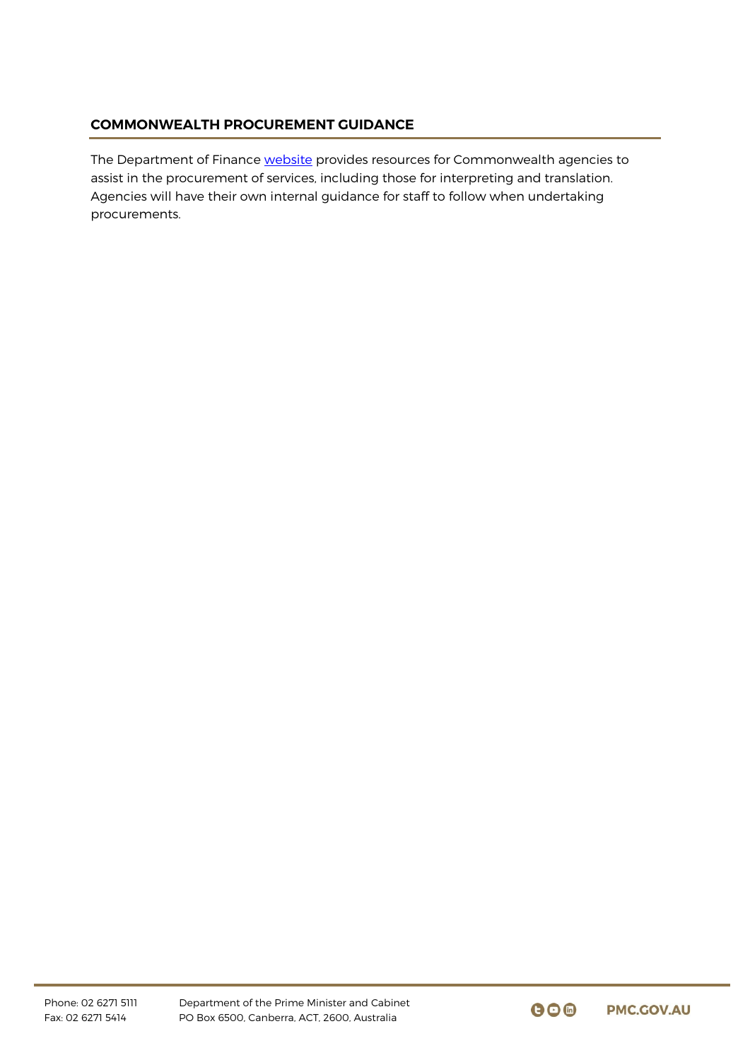## COMMONWEALTH PROCUREMENT GUIDANCE

The Department of Finance website provides resources for Commonwealth agencies to assist in the procurement of services, including those for interpreting and translation. Agencies will have their own internal guidance for staff to follow when undertaking procurements.